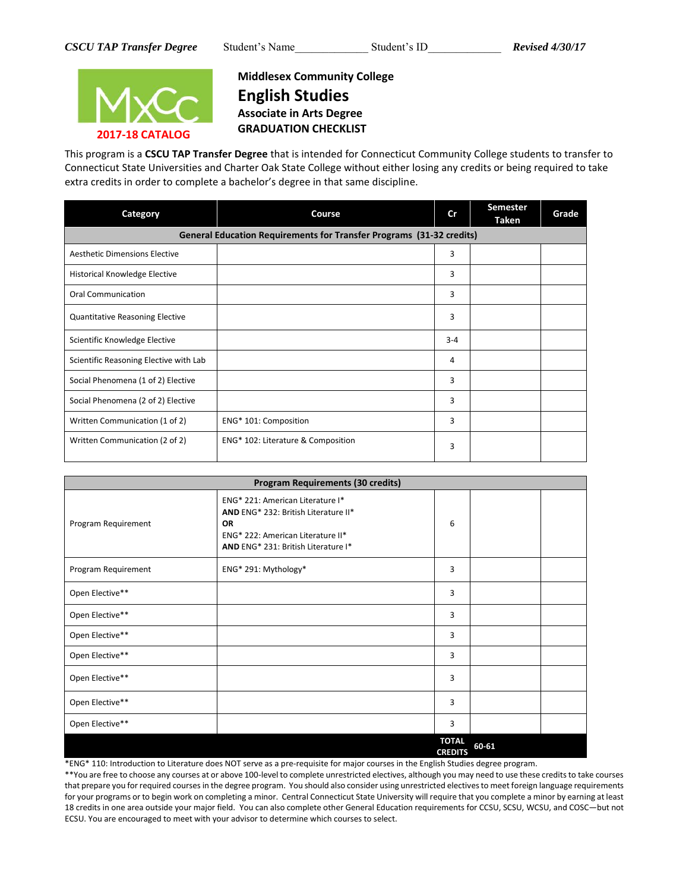*CSCU TAP Transfer Degree* Student's Name\_\_\_\_\_\_\_\_\_\_\_\_\_ Student's ID\_\_\_\_\_\_\_\_\_\_\_\_\_ ***Revised 4/30/17***

**2017-18 CATALOG**

**Middlesex Community College**

# English Studies

**Associate in Arts Degree**

**GRADUATION CHECKLIST**

This program is a **CSCU TAP Transfer Degree** that is intended for Connecticut Community College students to transfer to Connecticut State Universities and Charter Oak State College without either losing any credits or being required to take extra credits in order to complete a bachelor's degree in that same discipline.

| Category | Course | Cr | Semester Taken | Grade |
|---|---|---|---|---|
| **General Education Requirements for Transfer Programs (31-32 credits)** | | | | |
| Aesthetic Dimensions Elective | | 3 | | |
| Historical Knowledge Elective | | 3 | | |
| Oral Communication | | 3 | | |
| Quantitative Reasoning Elective | | 3 | | |
| Scientific Knowledge Elective | | 3-4 | | |
| Scientific Reasoning Elective with Lab | | 4 | | |
| Social Phenomena (1 of 2) Elective | | 3 | | |
| Social Phenomena (2 of 2) Elective | | 3 | | |
| Written Communication (1 of 2) | ENG* 101: Composition | 3 | | |
| Written Communication (2 of 2) | ENG* 102: Literature & Composition | 3 | | |

| Category | Course | Cr | Semester Taken | Grade |
|---|---|---|---|---|
| **Program Requirements (30 credits)** | | | | |
| Program Requirement | ENG* 221: American Literature I* **AND** ENG* 232: British Literature II* **OR** ENG* 222: American Literature II* **AND** ENG* 231: British Literature I* | 6 | | |
| Program Requirement | ENG* 291: Mythology* | 3 | | |
| Open Elective** | | 3 | | |
| Open Elective** | | 3 | | |
| Open Elective** | | 3 | | |
| Open Elective** | | 3 | | |
| Open Elective** | | 3 | | |
| Open Elective** | | 3 | | |
| Open Elective** | | 3 | | |
| | | **TOTAL CREDITS** | **60-61** | |

*ENG* 110: Introduction to Literature does NOT serve as a pre-requisite for major courses in the English Studies degree program.

**You are free to choose any courses at or above 100-level to complete unrestricted electives, although you may need to use these credits to take courses that prepare you for required courses in the degree program. You should also consider using unrestricted electives to meet foreign language requirements for your programs or to begin work on completing a minor. Central Connecticut State University will require that you complete a minor by earning at least 18 credits in one area outside your major field. You can also complete other General Education requirements for CCSU, SCSU, WCSU, and COSC—but not ECSU. You are encouraged to meet with your advisor to determine which courses to select.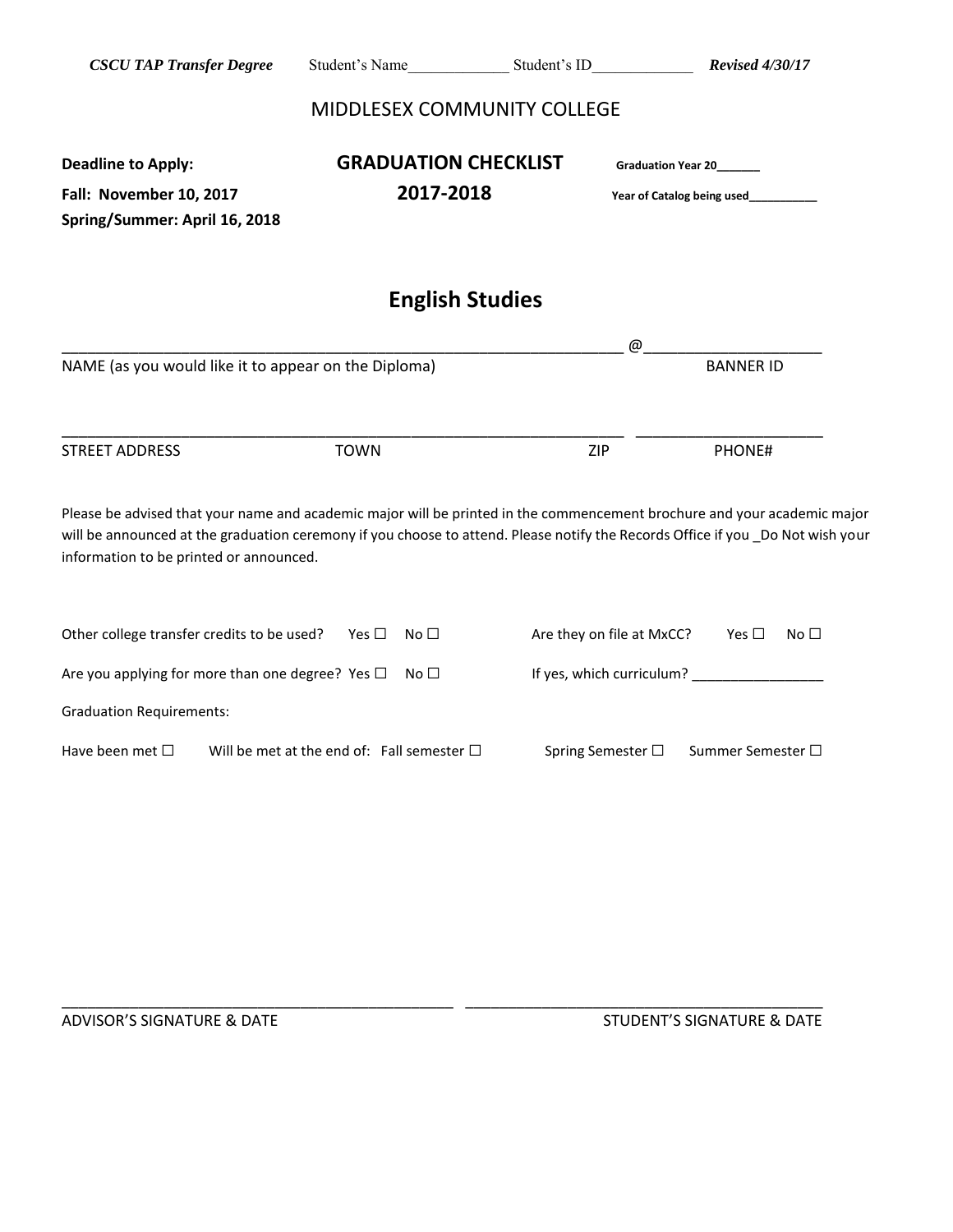*CSCU TAP Transfer Degree* Student's Name_____________ Student's ID_____________ ***Revised 4/30/17***

MIDDLESEX COMMUNITY COLLEGE

**Deadline to Apply:**

**Fall: November 10, 2017**

**Spring/Summer: April 16, 2018**

## GRADUATION CHECKLIST
## 2017-2018

**Graduation Year 20_______**

**Year of Catalog being used__________**

# English Studies

_____________________________________________________________________ @_____________________

NAME (as you would like it to appear on the Diploma) BANNER ID

_____________________________________________________________________ _____________________

STREET ADDRESS TOWN ZIP PHONE#

Please be advised that your name and academic major will be printed in the commencement brochure and your academic major will be announced at the graduation ceremony if you choose to attend. Please notify the Records Office if you _Do Not wish your information to be printed or announced.

Other college transfer credits to be used? Yes ☐ No ☐ Are they on file at MxCC? Yes ☐ No ☐

Are you applying for more than one degree? Yes ☐ No ☐ If yes, which curriculum? _________________

Graduation Requirements:

Have been met ☐ Will be met at the end of: Fall semester ☐ Spring Semester ☐ Summer Semester ☐

_________________________________________________ ____________________________________________

ADVISOR'S SIGNATURE & DATE STUDENT'S SIGNATURE & DATE